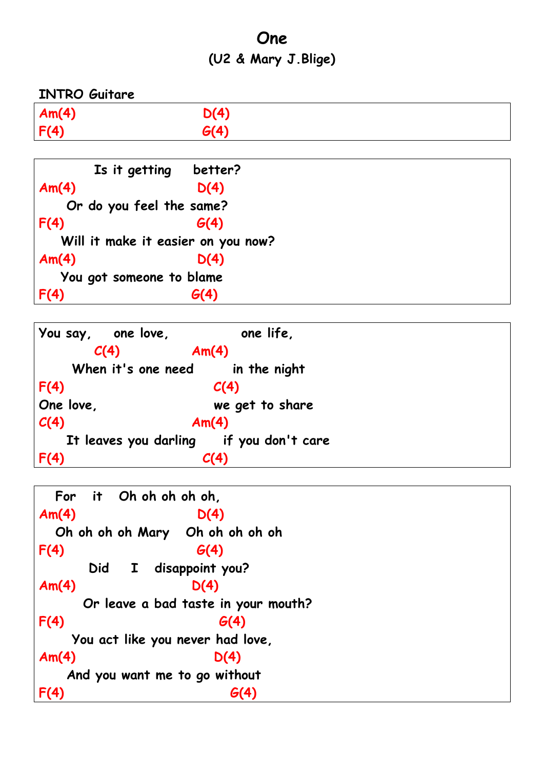# One

## (U2 & Mary J.Blige)

**INTRO Guitare**

```
Am(4)                    D(4)
F(4)                     G(4)
```

```
         Is it getting    better?
Am(4)                   D(4)
    Or do you feel the same?
F(4)                    G(4)
   Will it make it easier on you now?
Am(4)                   D(4)
   You got someone to blame
F(4)                   G(4)
```

```
You say,    one love,            one life,
         C(4)           Am(4)
     When it's one need       in the night
F(4)                       C(4)
One love,                  we get to share
C(4)                    Am(4)
    It leaves you darling     if you don't care
F(4)                      C(4)
```

```
  For   it   Oh oh oh oh oh,
Am(4)                   D(4)
  Oh oh oh oh Mary   Oh oh oh oh oh
F(4)                    G(4)
        Did    I   disappoint you?
Am(4)                  D(4)
       Or leave a bad taste in your mouth?
F(4)                          G(4)
     You act like you never had love,
Am(4)                      D(4)
    And you want me to go without
F(4)                         G(4)
```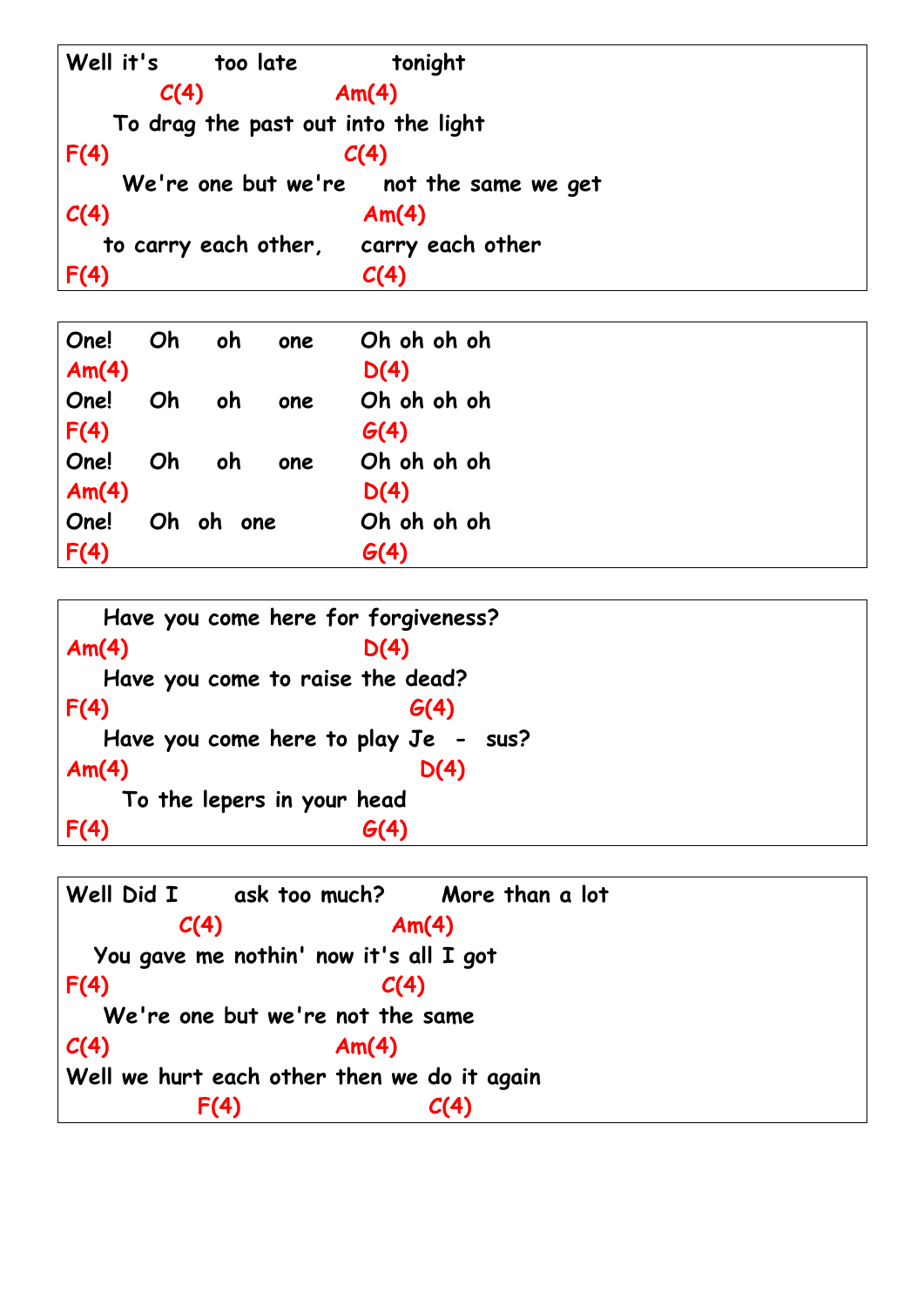```
Well it's      too late          tonight
         C(4)             Am(4)
    To drag the past out into the light
F(4)                       C(4)
     We're one but we're    not the same we get
C(4)                         Am(4)
   to carry each other,     carry each other
F(4)                         C(4)
```

```
One!   Oh    oh    one     Oh oh oh oh
Am(4)                      D(4)
One!   Oh    oh    one     Oh oh oh oh
F(4)                       G(4)
One!   Oh    oh    one     Oh oh oh oh
Am(4)                      D(4)
One!   Oh  oh  one         Oh oh oh oh
F(4)                       G(4)
```

```
   Have you come here for forgiveness?
Am(4)                      D(4)
   Have you come to raise the dead?
F(4)                           G(4)
   Have you come here to play Je  -  sus?
Am(4)                              D(4)
     To the lepers in your head
F(4)                         G(4)
```

```
Well Did I      ask too much?      More than a lot
          C(4)                Am(4)
  You gave me nothin' now it's all I got
F(4)                          C(4)
   We're one but we're not the same
C(4)                      Am(4)
Well we hurt each other then we do it again
            F(4)                   C(4)
```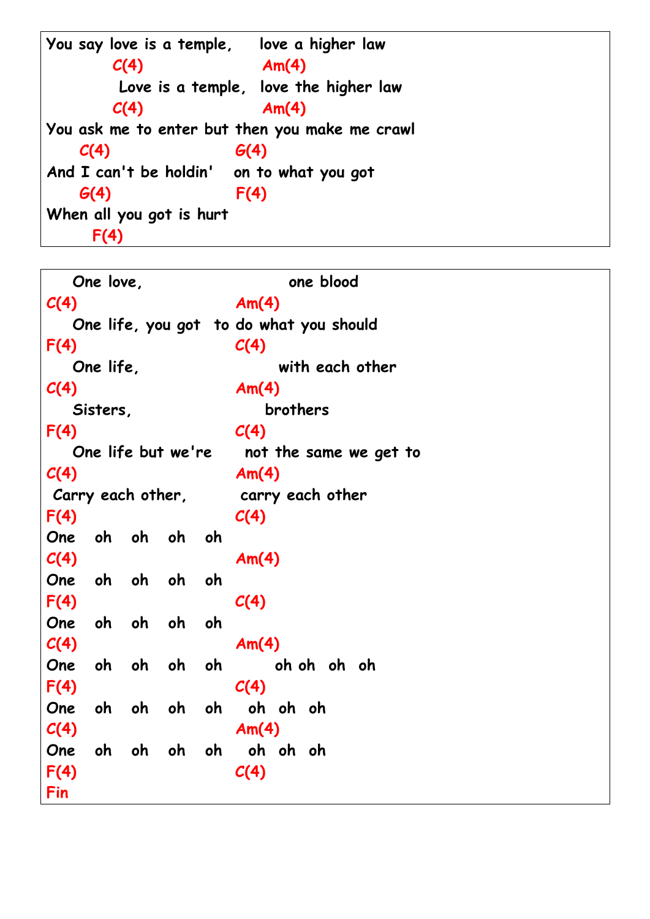```
You say love is a temple,     love a higher law
          C(4)                   Am(4)
           Love is a temple,  love the higher law
          C(4)                   Am(4)
You ask me to enter but then you make me crawl
     C(4)                 G(4)
And I can't be holdin'   on to what you got
     G(4)                 F(4)
When all you got is hurt
       F(4)
```

```
   One love,                       one blood
C(4)                       Am(4)
   One life, you got  to do what you should
F(4)                       C(4)
   One life,                     with each other
C(4)                       Am(4)
   Sisters,                    brothers
F(4)                       C(4)
   One life but we're     not the same we get to
C(4)                       Am(4)
 Carry each other,        carry each other
F(4)                       C(4)
One   oh   oh   oh   oh
C(4)                       Am(4)
One   oh   oh   oh   oh
F(4)                       C(4)
One   oh   oh   oh   oh
C(4)                       Am(4)
One   oh   oh   oh   oh        oh oh  oh  oh
F(4)                       C(4)
One   oh   oh   oh   oh    oh  oh  oh
C(4)                       Am(4)
One   oh   oh   oh   oh    oh  oh  oh
F(4)                       C(4)
Fin
```